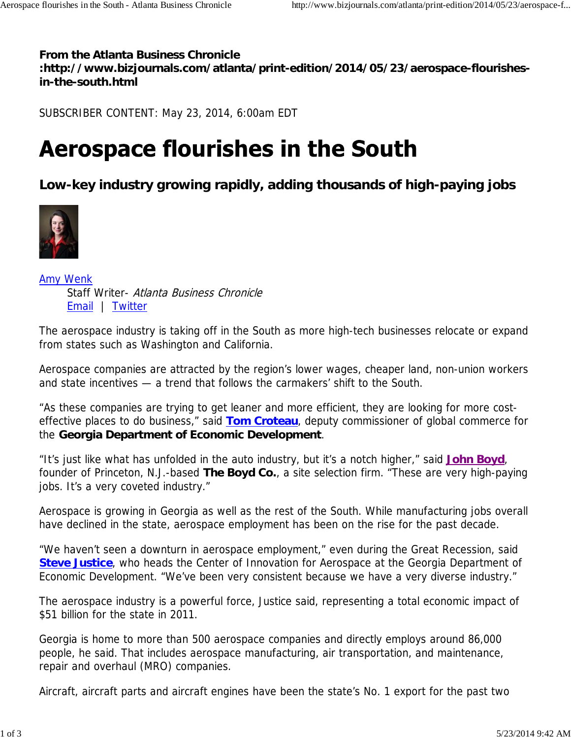**From the Atlanta Business Chronicle :http://www.bizjournals.com/atlanta/print-edition/2014/05/23/aerospace-flourishes-in-the-south.html**

SUBSCRIBER CONTENT: May 23, 2014, 6:00am EDT

# Aerospace flourishes in the South

## Low-key industry growing rapidly, adding thousands of high-paying jobs

Amy Wenk
Staff Writer- *Atlanta Business Chronicle*
Email | Twitter

The aerospace industry is taking off in the South as more high-tech businesses relocate or expand from states such as Washington and California.

Aerospace companies are attracted by the region's lower wages, cheaper land, non-union workers and state incentives — a trend that follows the carmakers' shift to the South.

"As these companies are trying to get leaner and more efficient, they are looking for more cost-effective places to do business," said **Tom Croteau**, deputy commissioner of global commerce for the **Georgia Department of Economic Development**.

"It's just like what has unfolded in the auto industry, but it's a notch higher," said **John Boyd**, founder of Princeton, N.J.-based **The Boyd Co.**, a site selection firm. "These are very high-paying jobs. It's a very coveted industry."

Aerospace is growing in Georgia as well as the rest of the South. While manufacturing jobs overall have declined in the state, aerospace employment has been on the rise for the past decade.

"We haven't seen a downturn in aerospace employment," even during the Great Recession, said **Steve Justice**, who heads the Center of Innovation for Aerospace at the Georgia Department of Economic Development. "We've been very consistent because we have a very diverse industry."

The aerospace industry is a powerful force, Justice said, representing a total economic impact of $51 billion for the state in 2011.

Georgia is home to more than 500 aerospace companies and directly employs around 86,000 people, he said. That includes aerospace manufacturing, air transportation, and maintenance, repair and overhaul (MRO) companies.

Aircraft, aircraft parts and aircraft engines have been the state's No. 1 export for the past two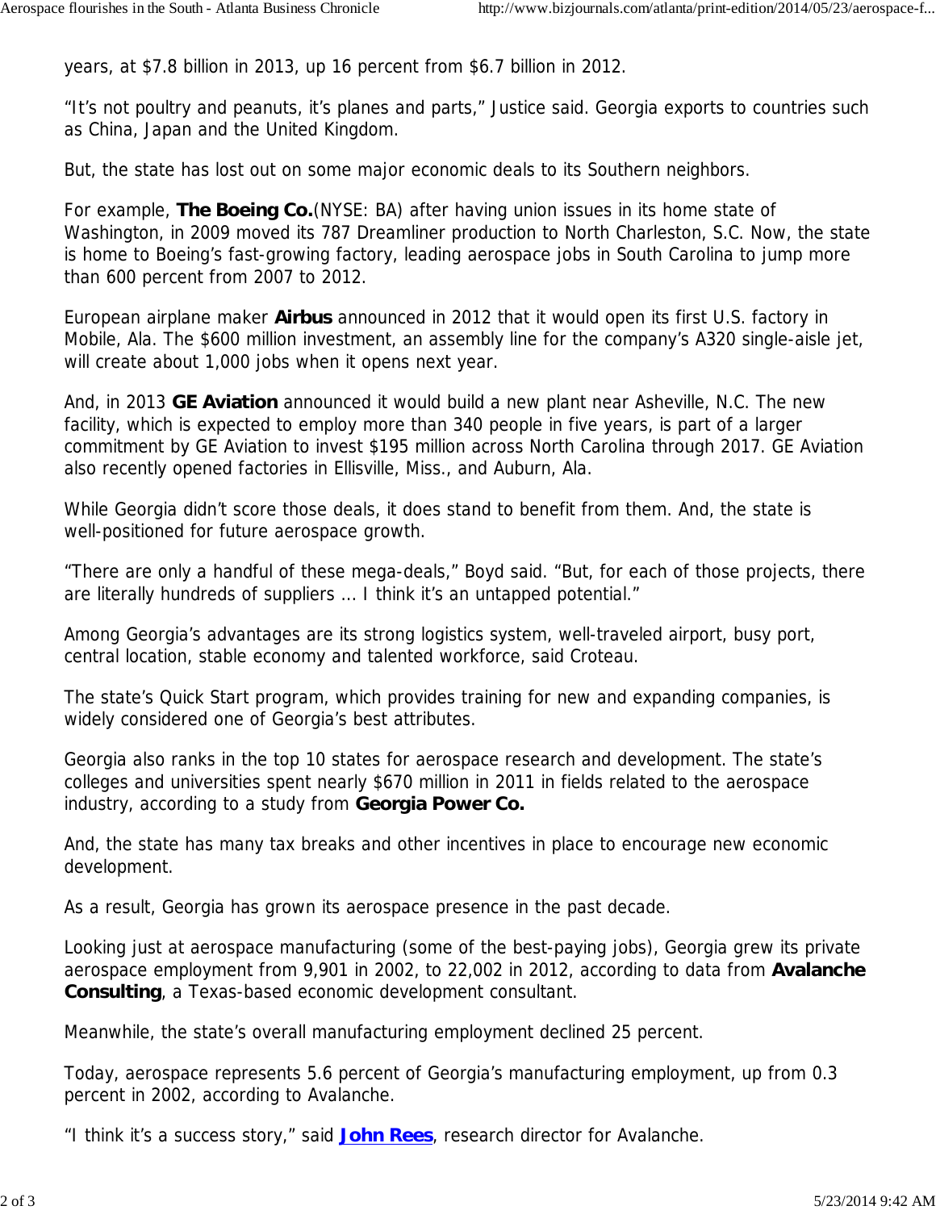years, at $7.8 billion in 2013, up 16 percent from $6.7 billion in 2012.

"It's not poultry and peanuts, it's planes and parts," Justice said. Georgia exports to countries such as China, Japan and the United Kingdom.

But, the state has lost out on some major economic deals to its Southern neighbors.

For example, **The Boeing Co.**(NYSE: BA) after having union issues in its home state of Washington, in 2009 moved its 787 Dreamliner production to North Charleston, S.C. Now, the state is home to Boeing's fast-growing factory, leading aerospace jobs in South Carolina to jump more than 600 percent from 2007 to 2012.

European airplane maker **Airbus** announced in 2012 that it would open its first U.S. factory in Mobile, Ala. The $600 million investment, an assembly line for the company's A320 single-aisle jet, will create about 1,000 jobs when it opens next year.

And, in 2013 **GE Aviation** announced it would build a new plant near Asheville, N.C. The new facility, which is expected to employ more than 340 people in five years, is part of a larger commitment by GE Aviation to invest $195 million across North Carolina through 2017. GE Aviation also recently opened factories in Ellisville, Miss., and Auburn, Ala.

While Georgia didn't score those deals, it does stand to benefit from them. And, the state is well-positioned for future aerospace growth.

"There are only a handful of these mega-deals," Boyd said. "But, for each of those projects, there are literally hundreds of suppliers ... I think it's an untapped potential."

Among Georgia's advantages are its strong logistics system, well-traveled airport, busy port, central location, stable economy and talented workforce, said Croteau.

The state's Quick Start program, which provides training for new and expanding companies, is widely considered one of Georgia's best attributes.

Georgia also ranks in the top 10 states for aerospace research and development. The state's colleges and universities spent nearly $670 million in 2011 in fields related to the aerospace industry, according to a study from **Georgia Power Co.**

And, the state has many tax breaks and other incentives in place to encourage new economic development.

As a result, Georgia has grown its aerospace presence in the past decade.

Looking just at aerospace manufacturing (some of the best-paying jobs), Georgia grew its private aerospace employment from 9,901 in 2002, to 22,002 in 2012, according to data from **Avalanche Consulting**, a Texas-based economic development consultant.

Meanwhile, the state's overall manufacturing employment declined 25 percent.

Today, aerospace represents 5.6 percent of Georgia's manufacturing employment, up from 0.3 percent in 2002, according to Avalanche.

"I think it's a success story," said **John Rees**, research director for Avalanche.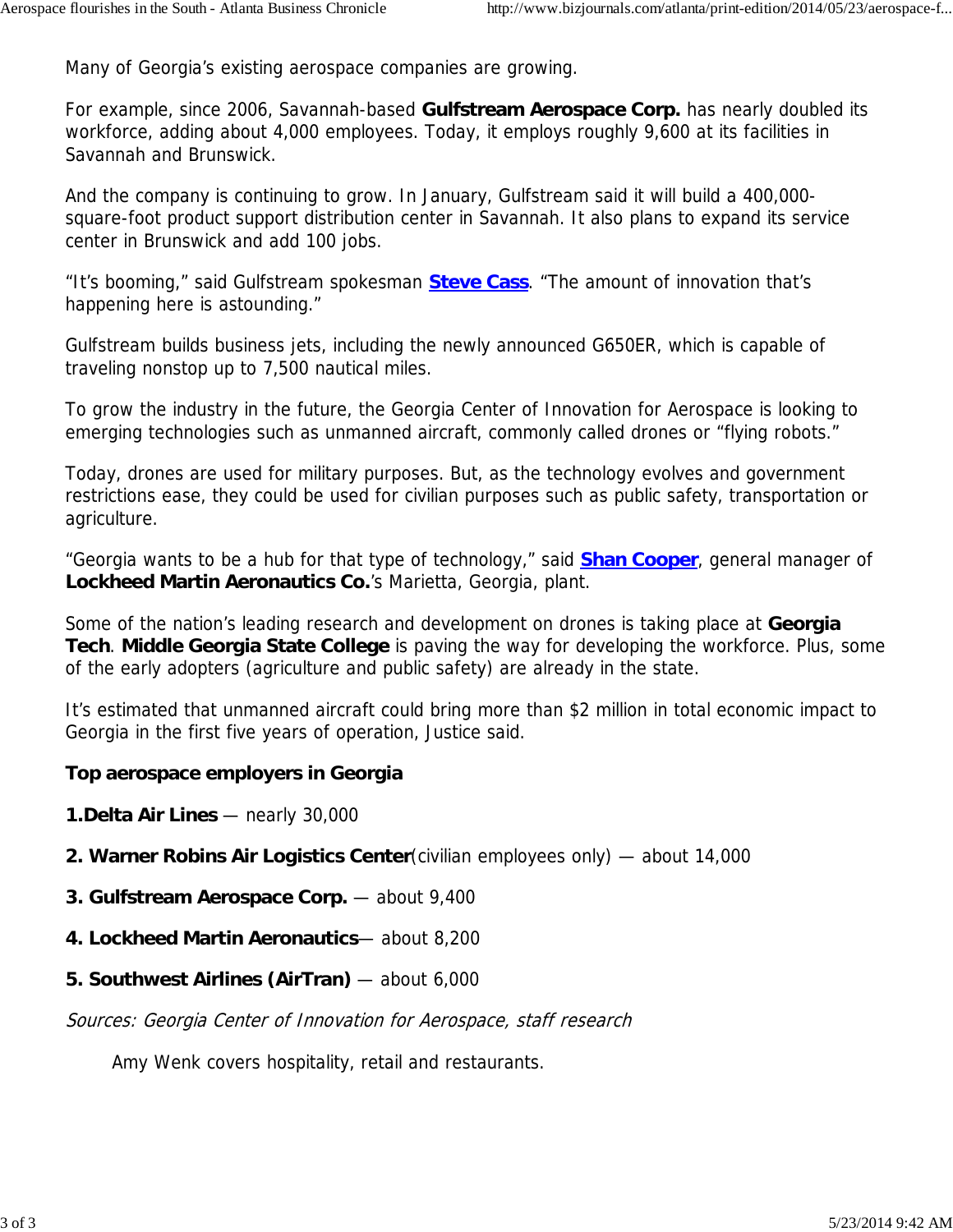Many of Georgia's existing aerospace companies are growing.

For example, since 2006, Savannah-based **Gulfstream Aerospace Corp.** has nearly doubled its workforce, adding about 4,000 employees. Today, it employs roughly 9,600 at its facilities in Savannah and Brunswick.

And the company is continuing to grow. In January, Gulfstream said it will build a 400,000-square-foot product support distribution center in Savannah. It also plans to expand its service center in Brunswick and add 100 jobs.

"It's booming," said Gulfstream spokesman **Steve Cass**. "The amount of innovation that's happening here is astounding."

Gulfstream builds business jets, including the newly announced G650ER, which is capable of traveling nonstop up to 7,500 nautical miles.

To grow the industry in the future, the Georgia Center of Innovation for Aerospace is looking to emerging technologies such as unmanned aircraft, commonly called drones or "flying robots."

Today, drones are used for military purposes. But, as the technology evolves and government restrictions ease, they could be used for civilian purposes such as public safety, transportation or agriculture.

"Georgia wants to be a hub for that type of technology," said **Shan Cooper**, general manager of **Lockheed Martin Aeronautics Co.**'s Marietta, Georgia, plant.

Some of the nation's leading research and development on drones is taking place at **Georgia Tech**. **Middle Georgia State College** is paving the way for developing the workforce. Plus, some of the early adopters (agriculture and public safety) are already in the state.

It's estimated that unmanned aircraft could bring more than $2 million in total economic impact to Georgia in the first five years of operation, Justice said.

**Top aerospace employers in Georgia**

**1.Delta Air Lines** — nearly 30,000

**2. Warner Robins Air Logistics Center**(civilian employees only) — about 14,000

**3. Gulfstream Aerospace Corp.** — about 9,400

**4. Lockheed Martin Aeronautics**— about 8,200

**5. Southwest Airlines (AirTran)** — about 6,000

*Sources: Georgia Center of Innovation for Aerospace, staff research*

Amy Wenk covers hospitality, retail and restaurants.